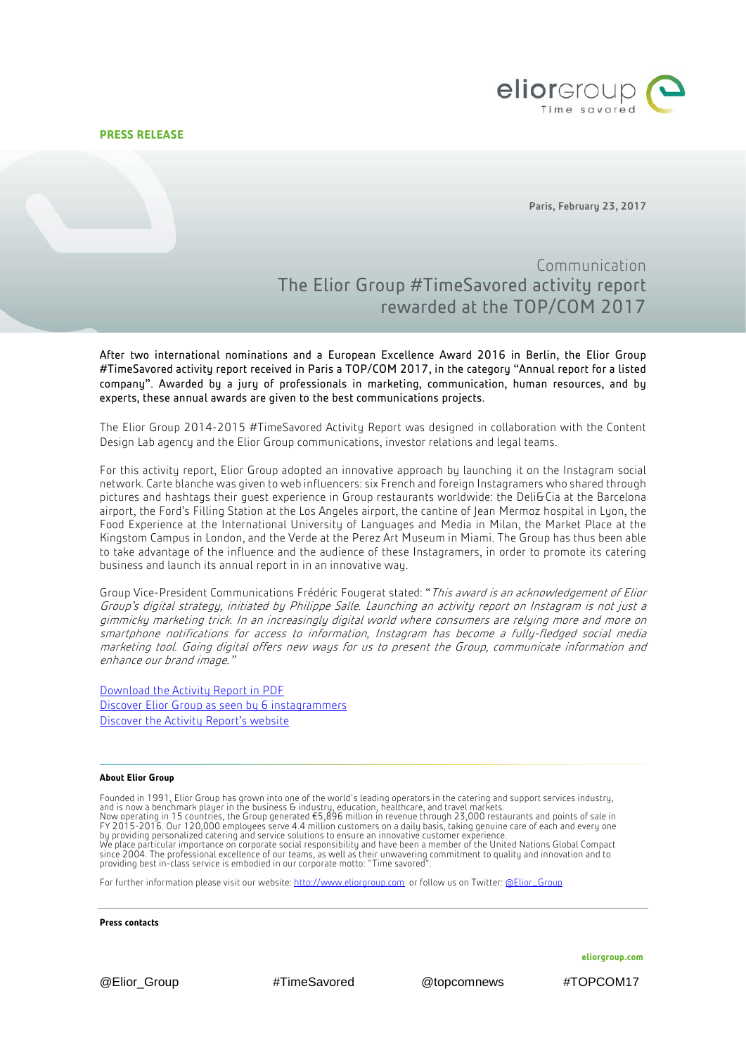**PRESS RELEASE**

Paris, February 23, 2017

# Communication
# The Elior Group #TimeSavored activity report rewarded at the TOP/COM 2017

**After two international nominations and a European Excellence Award 2016 in Berlin, the Elior Group #TimeSavored activity report received in Paris a TOP/COM 2017, in the category "Annual report for a listed company". Awarded by a jury of professionals in marketing, communication, human resources, and by experts, these annual awards are given to the best communications projects.**

The Elior Group 2014-2015 #TimeSavored Activity Report was designed in collaboration with the Content Design Lab agency and the Elior Group communications, investor relations and legal teams.

For this activity report, Elior Group adopted an innovative approach by launching it on the Instagram social network. Carte blanche was given to web influencers: six French and foreign Instagramers who shared through pictures and hashtags their guest experience in Group restaurants worldwide: the Deli&Cia at the Barcelona airport, the Ford's Filling Station at the Los Angeles airport, the cantine of Jean Mermoz hospital in Lyon, the Food Experience at the International University of Languages and Media in Milan, the Market Place at the Kingstom Campus in London, and the Verde at the Perez Art Museum in Miami. The Group has thus been able to take advantage of the influence and the audience of these Instagramers, in order to promote its catering business and launch its annual report in in an innovative way.

Group Vice-President Communications Frédéric Fougerat stated: "*This award is an acknowledgement of Elior Group's digital strategy, initiated by Philippe Salle. Launching an activity report on Instagram is not just a gimmicky marketing trick. In an increasingly digital world where consumers are relying more and more on smartphone notifications for access to information, Instagram has become a fully-fledged social media marketing tool. Going digital offers new ways for us to present the Group, communicate information and enhance our brand image.*"

[Download the Activity Report in PDF](#)
[Discover Elior Group as seen by 6 instagrammers](#)
[Discover the Activity Report's website](#)

**About Elior Group**

Founded in 1991, Elior Group has grown into one of the world's leading operators in the catering and support services industry, and is now a benchmark player in the business & industry, education, healthcare, and travel markets.
Now operating in 15 countries, the Group generated €5,896 million in revenue through 23,000 restaurants and points of sale in FY 2015-2016. Our 120,000 employees serve 4.4 million customers on a daily basis, taking genuine care of each and every one by providing personalized catering and service solutions to ensure an innovative customer experience.
We place particular importance on corporate social responsibility and have been a member of the United Nations Global Compact since 2004. The professional excellence of our teams, as well as their unwavering commitment to quality and innovation and to providing best in-class service is embodied in our corporate motto: "Time savored".

For further information please visit our website: [http://www.eliorgroup.com](http://www.eliorgroup.com) or follow us on Twitter: [@Elior_Group](#)

**Press contacts**

@Elior_Group #TimeSavored @topcomnews #TOPCOM17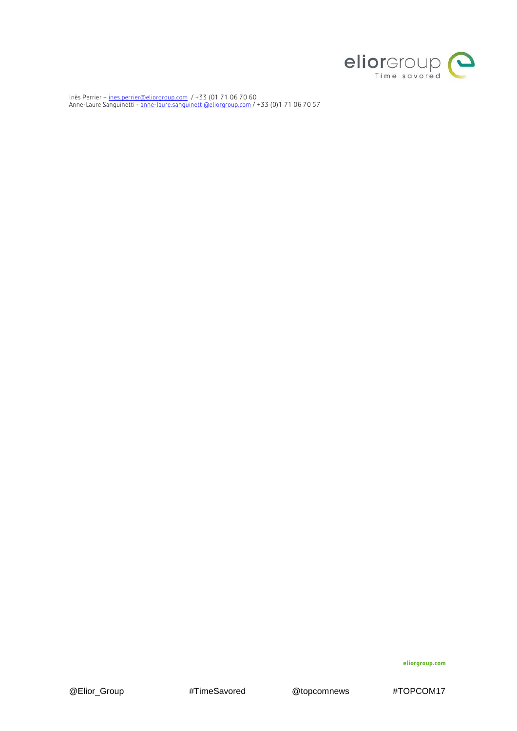Inès Perrier – ines.perrier@eliorgroup.com / +33 (01 71 06 70 60
Anne-Laure Sanguinetti - anne-laure.sanguinetti@eliorgroup.com / +33 (0)1 71 06 70 57

eliorgroup.com

@Elior_Group #TimeSavored @topcomnews #TOPCOM17